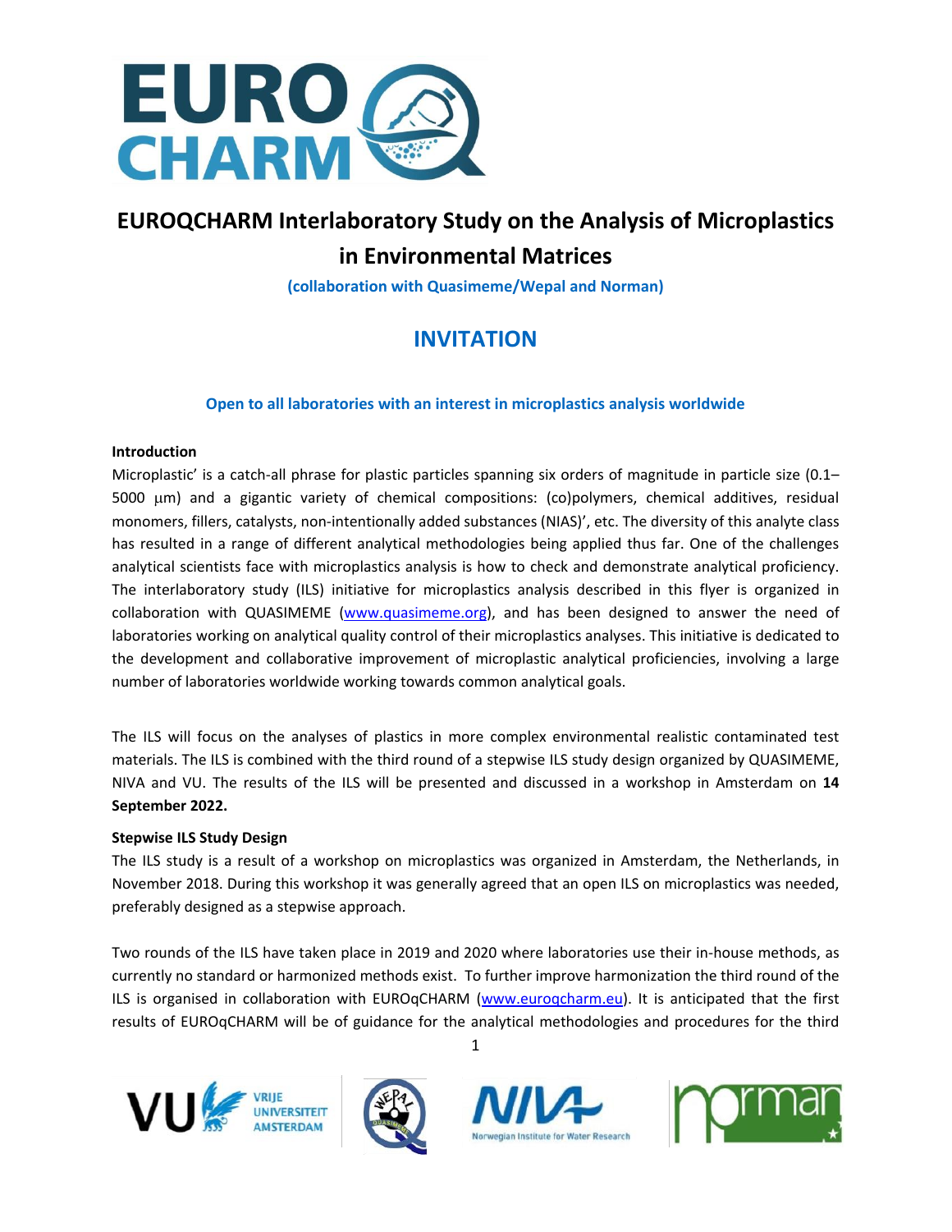# EUROQCHARM Interlaboratory Study on the Analysis of Microplastics in Environmental Matrices

**(collaboration with Quasimeme/Wepal and Norman)**

## INVITATION

**Open to all laboratories with an interest in microplastics analysis worldwide**

### Introduction

Microplastic' is a catch-all phrase for plastic particles spanning six orders of magnitude in particle size (0.1–5000 μm) and a gigantic variety of chemical compositions: (co)polymers, chemical additives, residual monomers, fillers, catalysts, non-intentionally added substances (NIAS)', etc. The diversity of this analyte class has resulted in a range of different analytical methodologies being applied thus far. One of the challenges analytical scientists face with microplastics analysis is how to check and demonstrate analytical proficiency. The interlaboratory study (ILS) initiative for microplastics analysis described in this flyer is organized in collaboration with QUASIMEME (www.quasimeme.org), and has been designed to answer the need of laboratories working on analytical quality control of their microplastics analyses. This initiative is dedicated to the development and collaborative improvement of microplastic analytical proficiencies, involving a large number of laboratories worldwide working towards common analytical goals.

The ILS will focus on the analyses of plastics in more complex environmental realistic contaminated test materials. The ILS is combined with the third round of a stepwise ILS study design organized by QUASIMEME, NIVA and VU. The results of the ILS will be presented and discussed in a workshop in Amsterdam on **14 September 2022.**

### Stepwise ILS Study Design

The ILS study is a result of a workshop on microplastics was organized in Amsterdam, the Netherlands, in November 2018. During this workshop it was generally agreed that an open ILS on microplastics was needed, preferably designed as a stepwise approach.

Two rounds of the ILS have taken place in 2019 and 2020 where laboratories use their in-house methods, as currently no standard or harmonized methods exist. To further improve harmonization the third round of the ILS is organised in collaboration with EUROqCHARM (www.euroqcharm.eu). It is anticipated that the first results of EUROqCHARM will be of guidance for the analytical methodologies and procedures for the third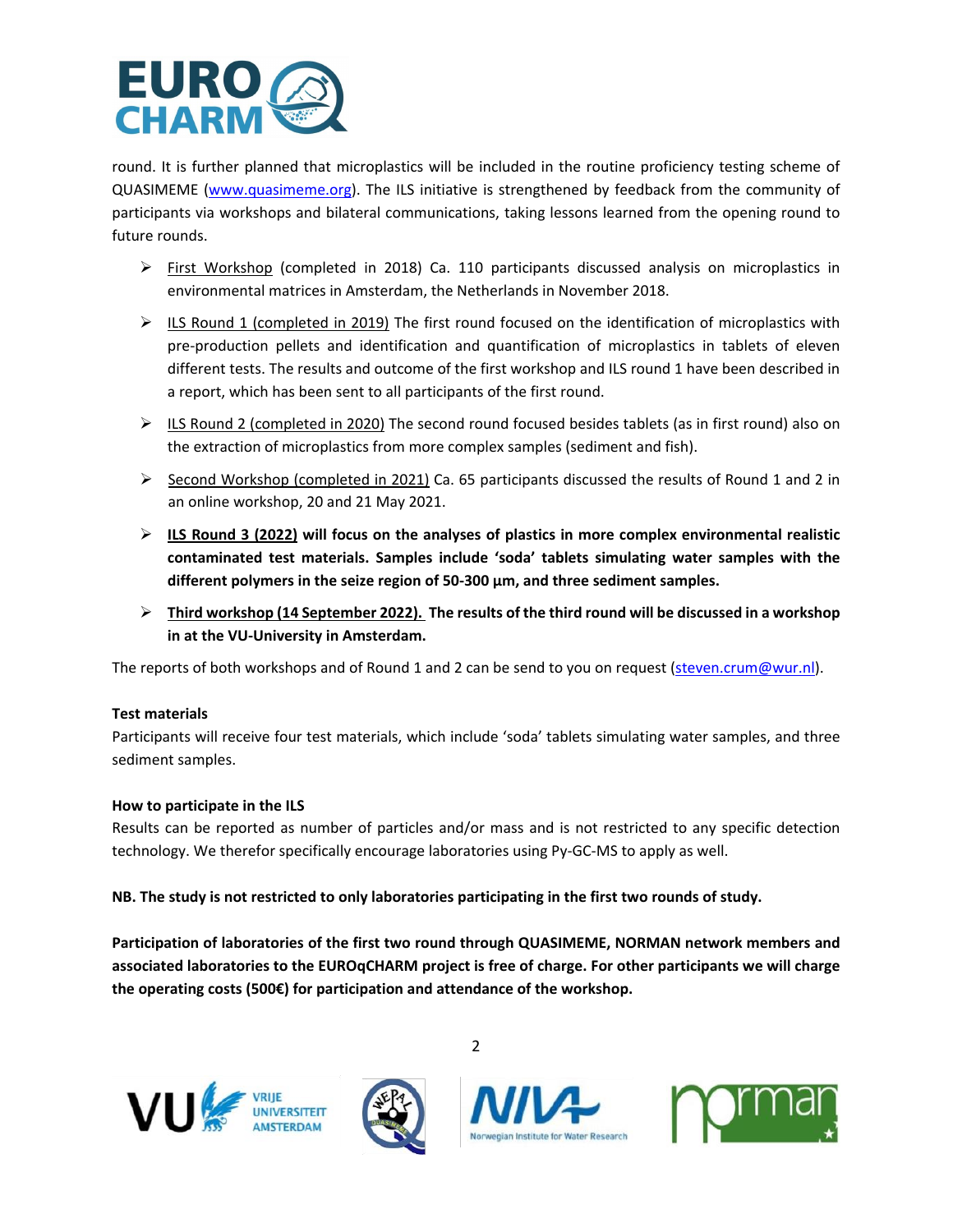round. It is further planned that microplastics will be included in the routine proficiency testing scheme of QUASIMEME (www.quasimeme.org). The ILS initiative is strengthened by feedback from the community of participants via workshops and bilateral communications, taking lessons learned from the opening round to future rounds.

- First Workshop (completed in 2018) Ca. 110 participants discussed analysis on microplastics in environmental matrices in Amsterdam, the Netherlands in November 2018.
- ILS Round 1 (completed in 2019) The first round focused on the identification of microplastics with pre-production pellets and identification and quantification of microplastics in tablets of eleven different tests. The results and outcome of the first workshop and ILS round 1 have been described in a report, which has been sent to all participants of the first round.
- ILS Round 2 (completed in 2020) The second round focused besides tablets (as in first round) also on the extraction of microplastics from more complex samples (sediment and fish).
- Second Workshop (completed in 2021) Ca. 65 participants discussed the results of Round 1 and 2 in an online workshop, 20 and 21 May 2021.
- **ILS Round 3 (2022) will focus on the analyses of plastics in more complex environmental realistic contaminated test materials. Samples include 'soda' tablets simulating water samples with the different polymers in the seize region of 50-300 µm, and three sediment samples.**
- **Third workshop (14 September 2022). The results of the third round will be discussed in a workshop in at the VU-University in Amsterdam.**

The reports of both workshops and of Round 1 and 2 can be send to you on request (steven.crum@wur.nl).

**Test materials**

Participants will receive four test materials, which include 'soda' tablets simulating water samples, and three sediment samples.

**How to participate in the ILS**

Results can be reported as number of particles and/or mass and is not restricted to any specific detection technology. We therefor specifically encourage laboratories using Py-GC-MS to apply as well.

**NB. The study is not restricted to only laboratories participating in the first two rounds of study.**

**Participation of laboratories of the first two round through QUASIMEME, NORMAN network members and associated laboratories to the EUROqCHARM project is free of charge. For other participants we will charge the operating costs (500€) for participation and attendance of the workshop.**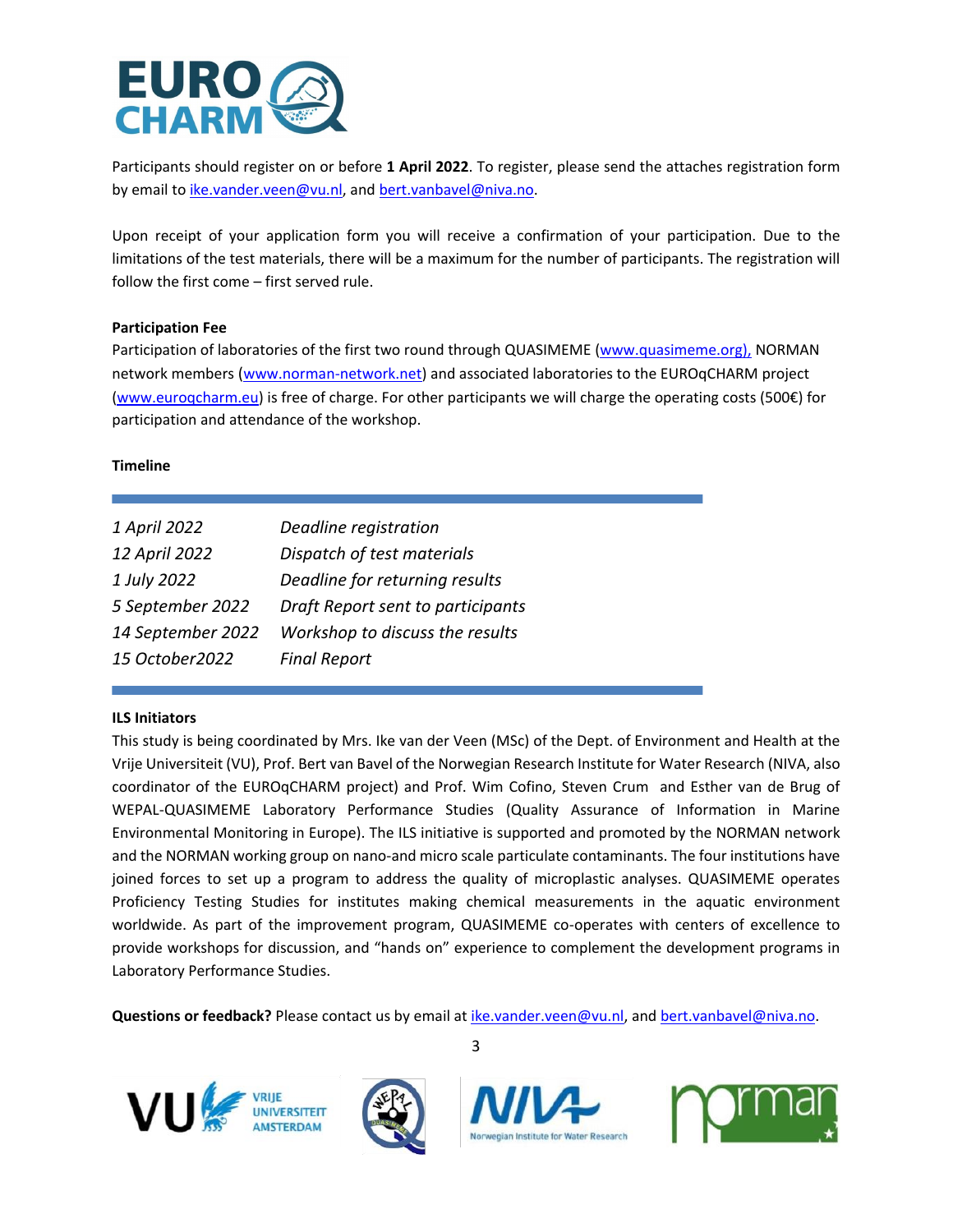Participants should register on or before **1 April 2022**. To register, please send the attaches registration form by email to ike.vander.veen@vu.nl, and bert.vanbavel@niva.no.

Upon receipt of your application form you will receive a confirmation of your participation. Due to the limitations of the test materials, there will be a maximum for the number of participants. The registration will follow the first come – first served rule.

**Participation Fee**

Participation of laboratories of the first two round through QUASIMEME (www.quasimeme.org), NORMAN network members (www.norman-network.net) and associated laboratories to the EUROqCHARM project (www.euroqcharm.eu) is free of charge. For other participants we will charge the operating costs (500€) for participation and attendance of the workshop.

**Timeline**

| | |
|---|---|
| *1 April 2022* | *Deadline registration* |
| *12 April 2022* | *Dispatch of test materials* |
| *1 July 2022* | *Deadline for returning results* |
| *5 September 2022* | *Draft Report sent to participants* |
| *14 September 2022* | *Workshop to discuss the results* |
| *15 October2022* | *Final Report* |

**ILS Initiators**

This study is being coordinated by Mrs. Ike van der Veen (MSc) of the Dept. of Environment and Health at the Vrije Universiteit (VU), Prof. Bert van Bavel of the Norwegian Research Institute for Water Research (NIVA, also coordinator of the EUROqCHARM project) and Prof. Wim Cofino, Steven Crum and Esther van de Brug of WEPAL-QUASIMEME Laboratory Performance Studies (Quality Assurance of Information in Marine Environmental Monitoring in Europe). The ILS initiative is supported and promoted by the NORMAN network and the NORMAN working group on nano-and micro scale particulate contaminants. The four institutions have joined forces to set up a program to address the quality of microplastic analyses. QUASIMEME operates Proficiency Testing Studies for institutes making chemical measurements in the aquatic environment worldwide. As part of the improvement program, QUASIMEME co-operates with centers of excellence to provide workshops for discussion, and "hands on" experience to complement the development programs in Laboratory Performance Studies.

**Questions or feedback?** Please contact us by email at ike.vander.veen@vu.nl, and bert.vanbavel@niva.no.